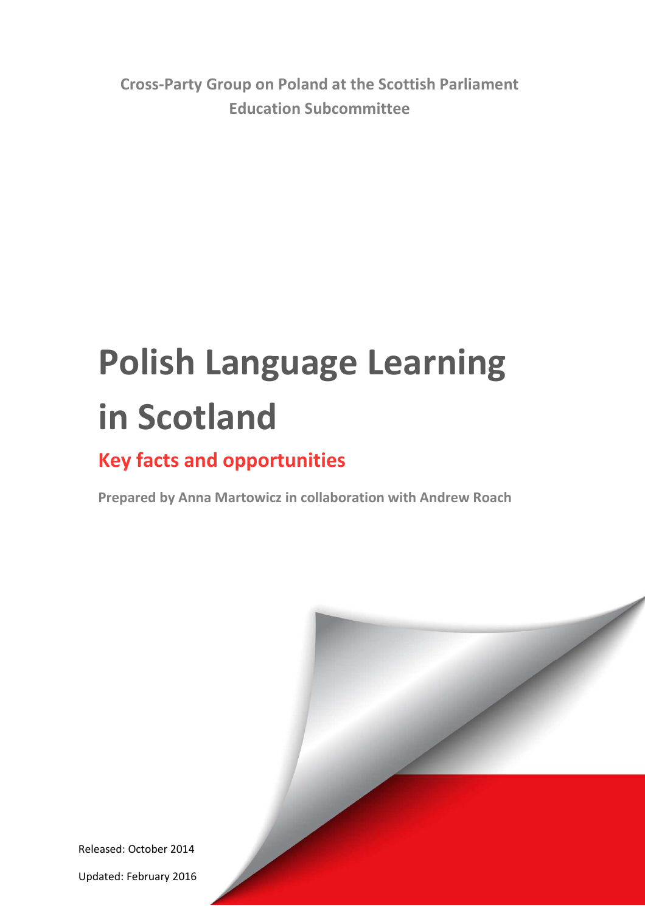**Cross-Party Group on Poland at the Scottish Parliament**
**Education Subcommittee**

# Polish Language Learning in Scotland

## Key facts and opportunities

**Prepared by Anna Martowicz in collaboration with Andrew Roach**

Released: October 2014

Updated: February 2016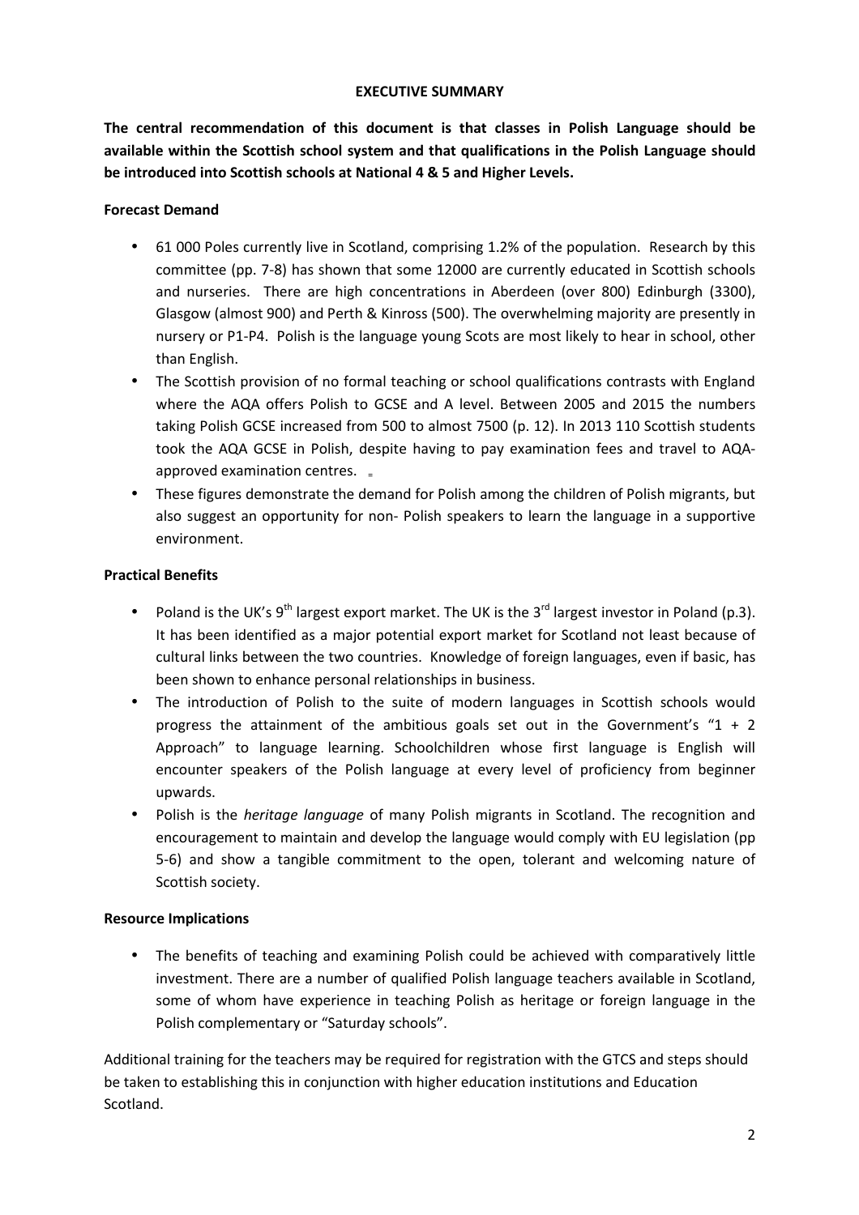## EXECUTIVE SUMMARY

**The central recommendation of this document is that classes in Polish Language should be available within the Scottish school system and that qualifications in the Polish Language should be introduced into Scottish schools at National 4 & 5 and Higher Levels.**

### Forecast Demand

- 61 000 Poles currently live in Scotland, comprising 1.2% of the population. Research by this committee (pp. 7-8) has shown that some 12000 are currently educated in Scottish schools and nurseries. There are high concentrations in Aberdeen (over 800) Edinburgh (3300), Glasgow (almost 900) and Perth & Kinross (500). The overwhelming majority are presently in nursery or P1-P4. Polish is the language young Scots are most likely to hear in school, other than English.
- The Scottish provision of no formal teaching or school qualifications contrasts with England where the AQA offers Polish to GCSE and A level. Between 2005 and 2015 the numbers taking Polish GCSE increased from 500 to almost 7500 (p. 12). In 2013 110 Scottish students took the AQA GCSE in Polish, despite having to pay examination fees and travel to AQA-approved examination centres.
- These figures demonstrate the demand for Polish among the children of Polish migrants, but also suggest an opportunity for non- Polish speakers to learn the language in a supportive environment.

### Practical Benefits

- Poland is the UK's 9th largest export market. The UK is the 3rd largest investor in Poland (p.3). It has been identified as a major potential export market for Scotland not least because of cultural links between the two countries. Knowledge of foreign languages, even if basic, has been shown to enhance personal relationships in business.
- The introduction of Polish to the suite of modern languages in Scottish schools would progress the attainment of the ambitious goals set out in the Government's "1 + 2 Approach" to language learning. Schoolchildren whose first language is English will encounter speakers of the Polish language at every level of proficiency from beginner upwards.
- Polish is the *heritage language* of many Polish migrants in Scotland. The recognition and encouragement to maintain and develop the language would comply with EU legislation (pp 5-6) and show a tangible commitment to the open, tolerant and welcoming nature of Scottish society.

### Resource Implications

- The benefits of teaching and examining Polish could be achieved with comparatively little investment. There are a number of qualified Polish language teachers available in Scotland, some of whom have experience in teaching Polish as heritage or foreign language in the Polish complementary or "Saturday schools".

Additional training for the teachers may be required for registration with the GTCS and steps should be taken to establishing this in conjunction with higher education institutions and Education Scotland.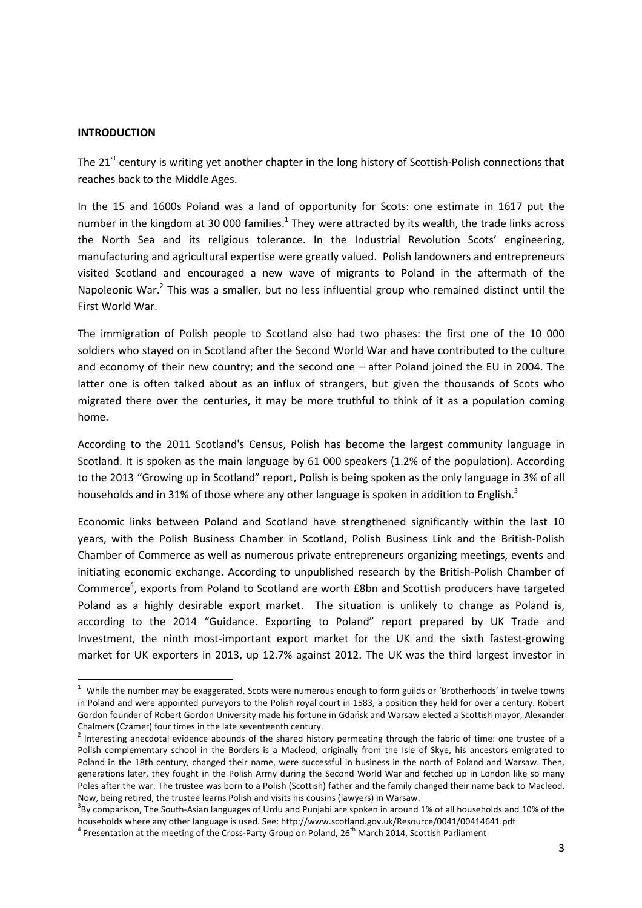**INTRODUCTION**

The 21st century is writing yet another chapter in the long history of Scottish-Polish connections that reaches back to the Middle Ages.

In the 15 and 1600s Poland was a land of opportunity for Scots: one estimate in 1617 put the number in the kingdom at 30 000 families.[1] They were attracted by its wealth, the trade links across the North Sea and its religious tolerance. In the Industrial Revolution Scots' engineering, manufacturing and agricultural expertise were greatly valued. Polish landowners and entrepreneurs visited Scotland and encouraged a new wave of migrants to Poland in the aftermath of the Napoleonic War.[2] This was a smaller, but no less influential group who remained distinct until the First World War.

The immigration of Polish people to Scotland also had two phases: the first one of the 10 000 soldiers who stayed on in Scotland after the Second World War and have contributed to the culture and economy of their new country; and the second one – after Poland joined the EU in 2004. The latter one is often talked about as an influx of strangers, but given the thousands of Scots who migrated there over the centuries, it may be more truthful to think of it as a population coming home.

According to the 2011 Scotland's Census, Polish has become the largest community language in Scotland. It is spoken as the main language by 61 000 speakers (1.2% of the population). According to the 2013 "Growing up in Scotland" report, Polish is being spoken as the only language in 3% of all households and in 31% of those where any other language is spoken in addition to English.[3]

Economic links between Poland and Scotland have strengthened significantly within the last 10 years, with the Polish Business Chamber in Scotland, Polish Business Link and the British-Polish Chamber of Commerce as well as numerous private entrepreneurs organizing meetings, events and initiating economic exchange. According to unpublished research by the British-Polish Chamber of Commerce[4], exports from Poland to Scotland are worth £8bn and Scottish producers have targeted Poland as a highly desirable export market. The situation is unlikely to change as Poland is, according to the 2014 "Guidance. Exporting to Poland" report prepared by UK Trade and Investment, the ninth most-important export market for the UK and the sixth fastest-growing market for UK exporters in 2013, up 12.7% against 2012. The UK was the third largest investor in

---

[1] While the number may be exaggerated, Scots were numerous enough to form guilds or 'Brotherhoods' in twelve towns in Poland and were appointed purveyors to the Polish royal court in 1583, a position they held for over a century. Robert Gordon founder of Robert Gordon University made his fortune in Gdańsk and Warsaw elected a Scottish mayor, Alexander Chalmers (Czamer) four times in the late seventeenth century.

[2] Interesting anecdotal evidence abounds of the shared history permeating through the fabric of time: one trustee of a Polish complementary school in the Borders is a Macleod; originally from the Isle of Skye, his ancestors emigrated to Poland in the 18th century, changed their name, were successful in business in the north of Poland and Warsaw. Then, generations later, they fought in the Polish Army during the Second World War and fetched up in London like so many Poles after the war. The trustee was born to a Polish (Scottish) father and the family changed their name back to Macleod. Now, being retired, the trustee learns Polish and visits his cousins (lawyers) in Warsaw.

[3] By comparison, The South-Asian languages of Urdu and Punjabi are spoken in around 1% of all households and 10% of the households where any other language is used. See: http://www.scotland.gov.uk/Resource/0041/00414641.pdf

[4] Presentation at the meeting of the Cross-Party Group on Poland, 26th March 2014, Scottish Parliament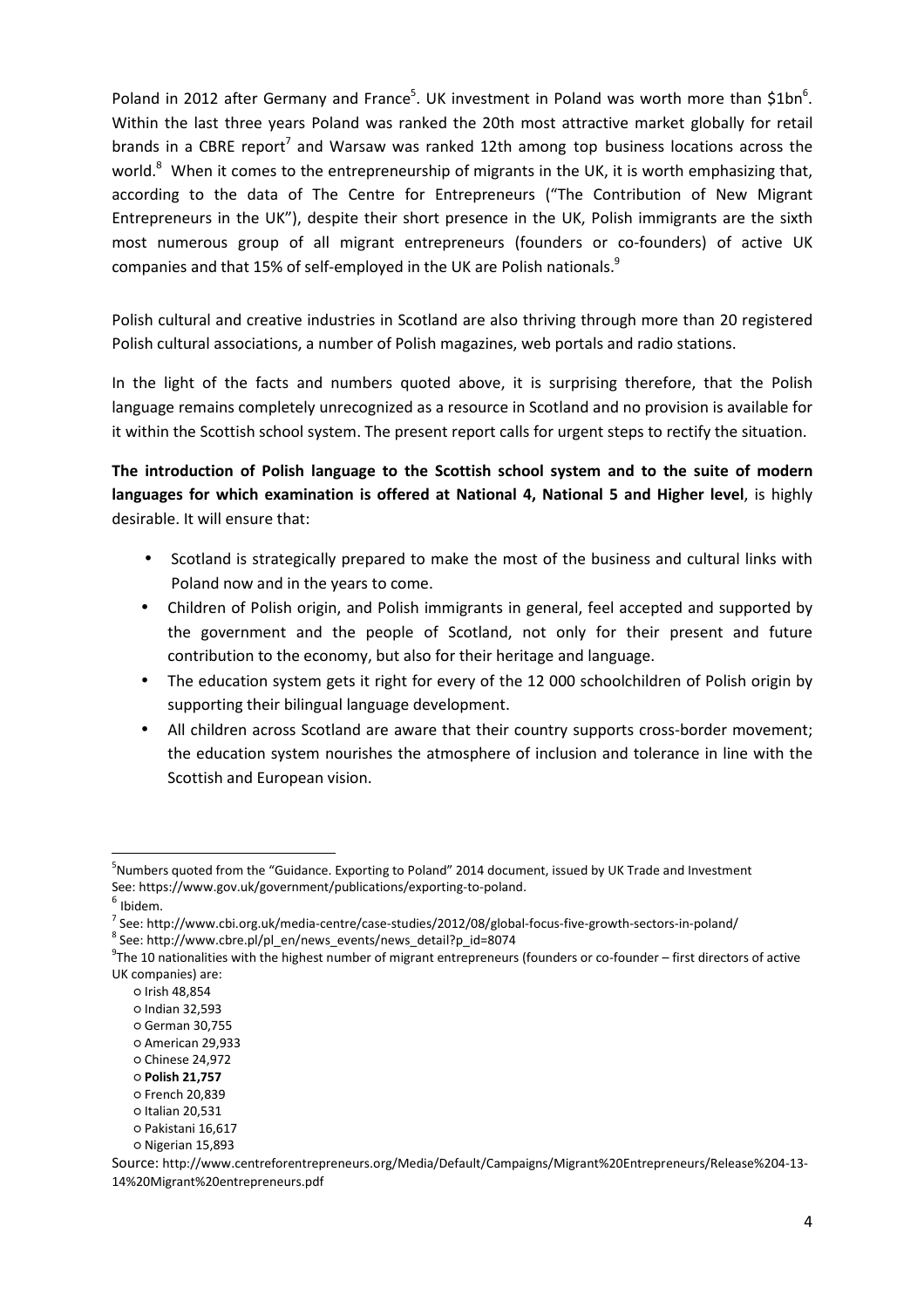Poland in 2012 after Germany and France[5]. UK investment in Poland was worth more than $1bn[6]. Within the last three years Poland was ranked the 20th most attractive market globally for retail brands in a CBRE report[7] and Warsaw was ranked 12th among top business locations across the world.[8] When it comes to the entrepreneurship of migrants in the UK, it is worth emphasizing that, according to the data of The Centre for Entrepreneurs ("The Contribution of New Migrant Entrepreneurs in the UK"), despite their short presence in the UK, Polish immigrants are the sixth most numerous group of all migrant entrepreneurs (founders or co-founders) of active UK companies and that 15% of self-employed in the UK are Polish nationals.[9]

Polish cultural and creative industries in Scotland are also thriving through more than 20 registered Polish cultural associations, a number of Polish magazines, web portals and radio stations.

In the light of the facts and numbers quoted above, it is surprising therefore, that the Polish language remains completely unrecognized as a resource in Scotland and no provision is available for it within the Scottish school system. The present report calls for urgent steps to rectify the situation.

**The introduction of Polish language to the Scottish school system and to the suite of modern languages for which examination is offered at National 4, National 5 and Higher level**, is highly desirable. It will ensure that:

- Scotland is strategically prepared to make the most of the business and cultural links with Poland now and in the years to come.
- Children of Polish origin, and Polish immigrants in general, feel accepted and supported by the government and the people of Scotland, not only for their present and future contribution to the economy, but also for their heritage and language.
- The education system gets it right for every of the 12 000 schoolchildren of Polish origin by supporting their bilingual language development.
- All children across Scotland are aware that their country supports cross-border movement; the education system nourishes the atmosphere of inclusion and tolerance in line with the Scottish and European vision.

---

[5] Numbers quoted from the "Guidance. Exporting to Poland" 2014 document, issued by UK Trade and Investment See: https://www.gov.uk/government/publications/exporting-to-poland.

[6] Ibidem.

[7] See: http://www.cbi.org.uk/media-centre/case-studies/2012/08/global-focus-five-growth-sectors-in-poland/

[8] See: http://www.cbre.pl/pl_en/news_events/news_detail?p_id=8074

[9] The 10 nationalities with the highest number of migrant entrepreneurs (founders or co-founder – first directors of active UK companies) are:

- Irish 48,854
- Indian 32,593
- German 30,755
- American 29,933
- Chinese 24,972
- **Polish 21,757**
- French 20,839
- Italian 20,531
- Pakistani 16,617
- Nigerian 15,893

Source: http://www.centreforentrepreneurs.org/Media/Default/Campaigns/Migrant%20Entrepreneurs/Release%204-13-14%20Migrant%20entrepreneurs.pdf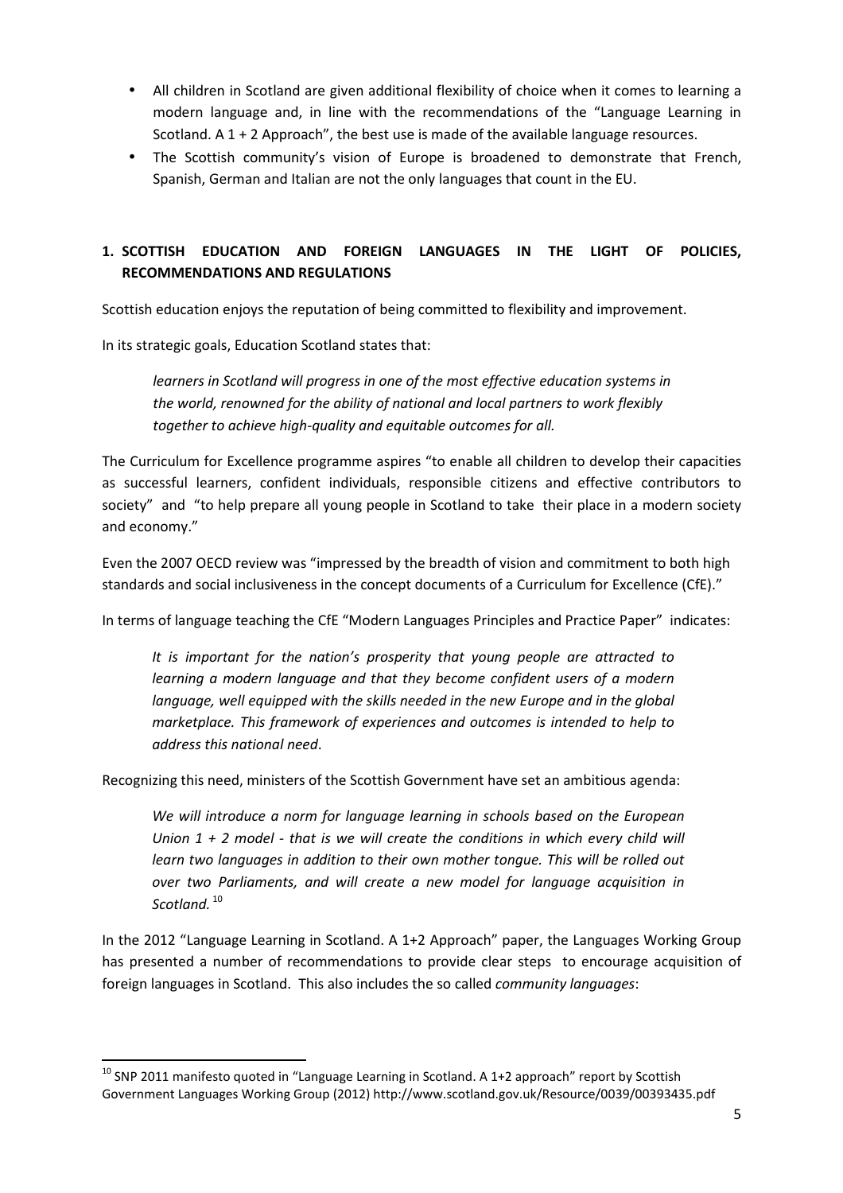- All children in Scotland are given additional flexibility of choice when it comes to learning a modern language and, in line with the recommendations of the "Language Learning in Scotland. A 1 + 2 Approach", the best use is made of the available language resources.
- The Scottish community's vision of Europe is broadened to demonstrate that French, Spanish, German and Italian are not the only languages that count in the EU.

## 1. SCOTTISH EDUCATION AND FOREIGN LANGUAGES IN THE LIGHT OF POLICIES, RECOMMENDATIONS AND REGULATIONS

Scottish education enjoys the reputation of being committed to flexibility and improvement.

In its strategic goals, Education Scotland states that:

> *learners in Scotland will progress in one of the most effective education systems in the world, renowned for the ability of national and local partners to work flexibly together to achieve high-quality and equitable outcomes for all.*

The Curriculum for Excellence programme aspires "to enable all children to develop their capacities as successful learners, confident individuals, responsible citizens and effective contributors to society" and "to help prepare all young people in Scotland to take their place in a modern society and economy."

Even the 2007 OECD review was "impressed by the breadth of vision and commitment to both high standards and social inclusiveness in the concept documents of a Curriculum for Excellence (CfE)."

In terms of language teaching the CfE "Modern Languages Principles and Practice Paper" indicates:

> *It is important for the nation's prosperity that young people are attracted to learning a modern language and that they become confident users of a modern language, well equipped with the skills needed in the new Europe and in the global marketplace. This framework of experiences and outcomes is intended to help to address this national need.*

Recognizing this need, ministers of the Scottish Government have set an ambitious agenda:

> *We will introduce a norm for language learning in schools based on the European Union 1 + 2 model - that is we will create the conditions in which every child will learn two languages in addition to their own mother tongue. This will be rolled out over two Parliaments, and will create a new model for language acquisition in Scotland.* [10]

In the 2012 "Language Learning in Scotland. A 1+2 Approach" paper, the Languages Working Group has presented a number of recommendations to provide clear steps to encourage acquisition of foreign languages in Scotland. This also includes the so called *community languages*:

---

[10] SNP 2011 manifesto quoted in "Language Learning in Scotland. A 1+2 approach" report by Scottish Government Languages Working Group (2012) http://www.scotland.gov.uk/Resource/0039/00393435.pdf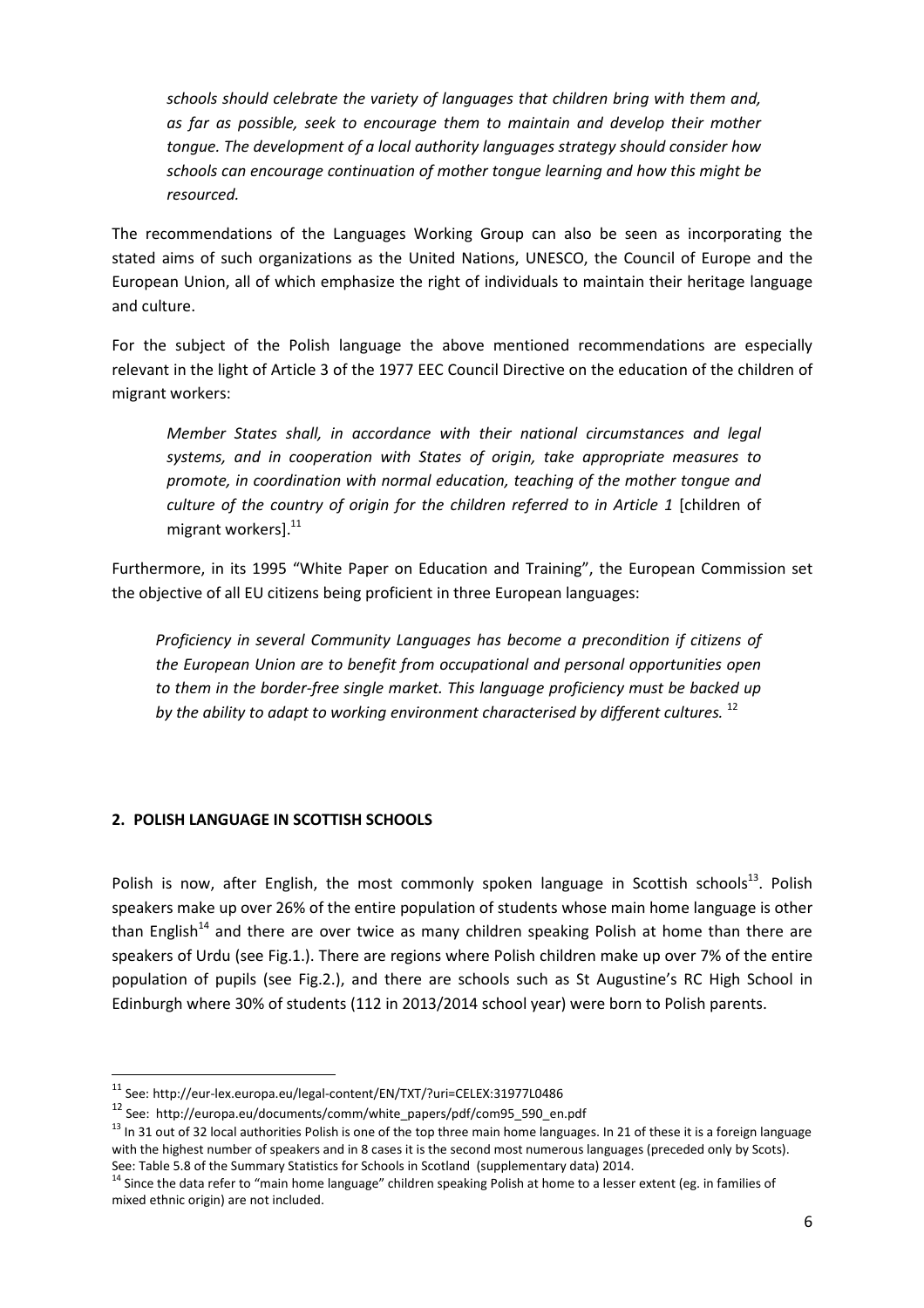*schools should celebrate the variety of languages that children bring with them and, as far as possible, seek to encourage them to maintain and develop their mother tongue. The development of a local authority languages strategy should consider how schools can encourage continuation of mother tongue learning and how this might be resourced.*

The recommendations of the Languages Working Group can also be seen as incorporating the stated aims of such organizations as the United Nations, UNESCO, the Council of Europe and the European Union, all of which emphasize the right of individuals to maintain their heritage language and culture.

For the subject of the Polish language the above mentioned recommendations are especially relevant in the light of Article 3 of the 1977 EEC Council Directive on the education of the children of migrant workers:

> *Member States shall, in accordance with their national circumstances and legal systems, and in cooperation with States of origin, take appropriate measures to promote, in coordination with normal education, teaching of the mother tongue and culture of the country of origin for the children referred to in Article 1* [children of migrant workers].[11]

Furthermore, in its 1995 "White Paper on Education and Training", the European Commission set the objective of all EU citizens being proficient in three European languages:

> *Proficiency in several Community Languages has become a precondition if citizens of the European Union are to benefit from occupational and personal opportunities open to them in the border-free single market. This language proficiency must be backed up by the ability to adapt to working environment characterised by different cultures.* [12]

## 2. POLISH LANGUAGE IN SCOTTISH SCHOOLS

Polish is now, after English, the most commonly spoken language in Scottish schools[13]. Polish speakers make up over 26% of the entire population of students whose main home language is other than English[14] and there are over twice as many children speaking Polish at home than there are speakers of Urdu (see Fig.1.). There are regions where Polish children make up over 7% of the entire population of pupils (see Fig.2.), and there are schools such as St Augustine's RC High School in Edinburgh where 30% of students (112 in 2013/2014 school year) were born to Polish parents.

---

[11] See: http://eur-lex.europa.eu/legal-content/EN/TXT/?uri=CELEX:31977L0486

[12] See: http://europa.eu/documents/comm/white_papers/pdf/com95_590_en.pdf

[13] In 31 out of 32 local authorities Polish is one of the top three main home languages. In 21 of these it is a foreign language with the highest number of speakers and in 8 cases it is the second most numerous languages (preceded only by Scots). See: Table 5.8 of the Summary Statistics for Schools in Scotland (supplementary data) 2014.

[14] Since the data refer to "main home language" children speaking Polish at home to a lesser extent (eg. in families of mixed ethnic origin) are not included.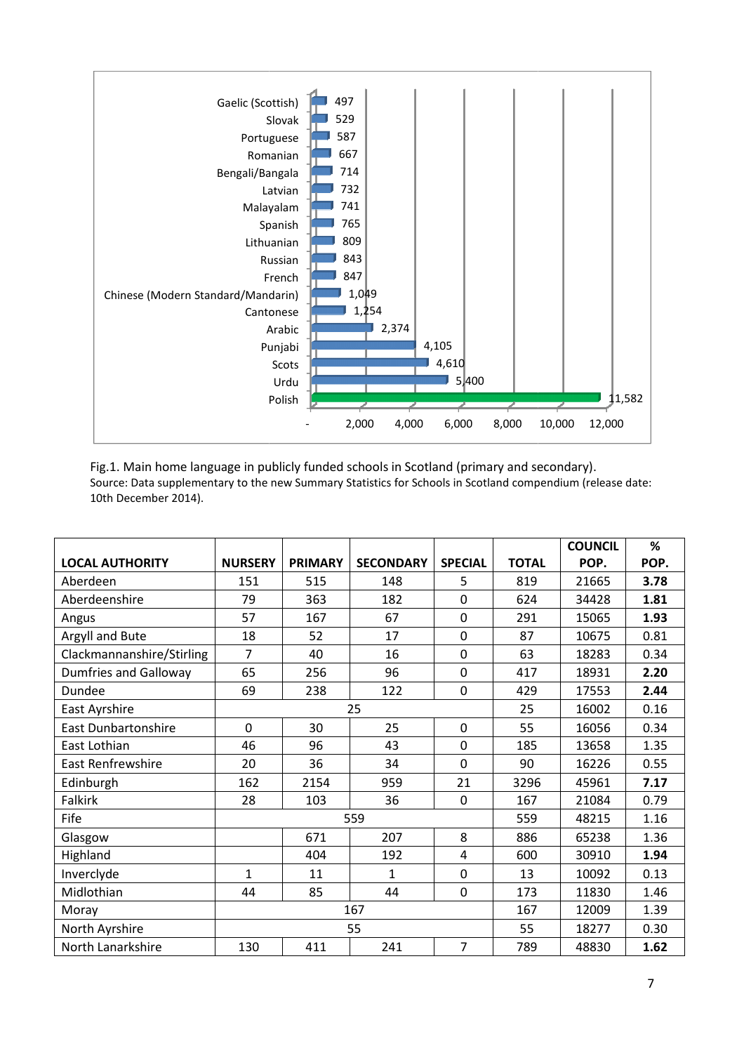| Language | Number |
|---|---|
| Gaelic (Scottish) | 497 |
| Slovak | 529 |
| Portuguese | 587 |
| Romanian | 667 |
| Bengali/Bangala | 714 |
| Latvian | 732 |
| Malayalam | 741 |
| Spanish | 765 |
| Lithuanian | 809 |
| Russian | 843 |
| French | 847 |
| Chinese (Modern Standard/Mandarin) | 1,049 |
| Cantonese | 1,254 |
| Arabic | 2,374 |
| Punjabi | 4,105 |
| Scots | 4,610 |
| Urdu | 5,400 |
| Polish | 11,582 |

Fig.1. Main home language in publicly funded schools in Scotland (primary and secondary).
Source: Data supplementary to the new Summary Statistics for Schools in Scotland compendium (release date: 10th December 2014).

| LOCAL AUTHORITY | NURSERY | PRIMARY | SECONDARY | SPECIAL | TOTAL | COUNCIL POP. | % POP. |
|---|---|---|---|---|---|---|---|
| Aberdeen | 151 | 515 | 148 | 5 | 819 | 21665 | **3.78** |
| Aberdeenshire | 79 | 363 | 182 | 0 | 624 | 34428 | **1.81** |
| Angus | 57 | 167 | 67 | 0 | 291 | 15065 | **1.93** |
| Argyll and Bute | 18 | 52 | 17 | 0 | 87 | 10675 | 0.81 |
| Clackmannanshire/Stirling | 7 | 40 | 16 | 0 | 63 | 18283 | 0.34 |
| Dumfries and Galloway | 65 | 256 | 96 | 0 | 417 | 18931 | **2.20** |
| Dundee | 69 | 238 | 122 | 0 | 429 | 17553 | **2.44** |
| East Ayrshire | 25 | | | | 25 | 16002 | 0.16 |
| East Dunbartonshire | 0 | 30 | 25 | 0 | 55 | 16056 | 0.34 |
| East Lothian | 46 | 96 | 43 | 0 | 185 | 13658 | 1.35 |
| East Renfrewshire | 20 | 36 | 34 | 0 | 90 | 16226 | 0.55 |
| Edinburgh | 162 | 2154 | 959 | 21 | 3296 | 45961 | **7.17** |
| Falkirk | 28 | 103 | 36 | 0 | 167 | 21084 | 0.79 |
| Fife | 559 | | | | 559 | 48215 | 1.16 |
| Glasgow | | 671 | 207 | 8 | 886 | 65238 | 1.36 |
| Highland | | 404 | 192 | 4 | 600 | 30910 | **1.94** |
| Inverclyde | 1 | 11 | 1 | 0 | 13 | 10092 | 0.13 |
| Midlothian | 44 | 85 | 44 | 0 | 173 | 11830 | 1.46 |
| Moray | 167 | | | | 167 | 12009 | 1.39 |
| North Ayrshire | 55 | | | | 55 | 18277 | 0.30 |
| North Lanarkshire | 130 | 411 | 241 | 7 | 789 | 48830 | **1.62** |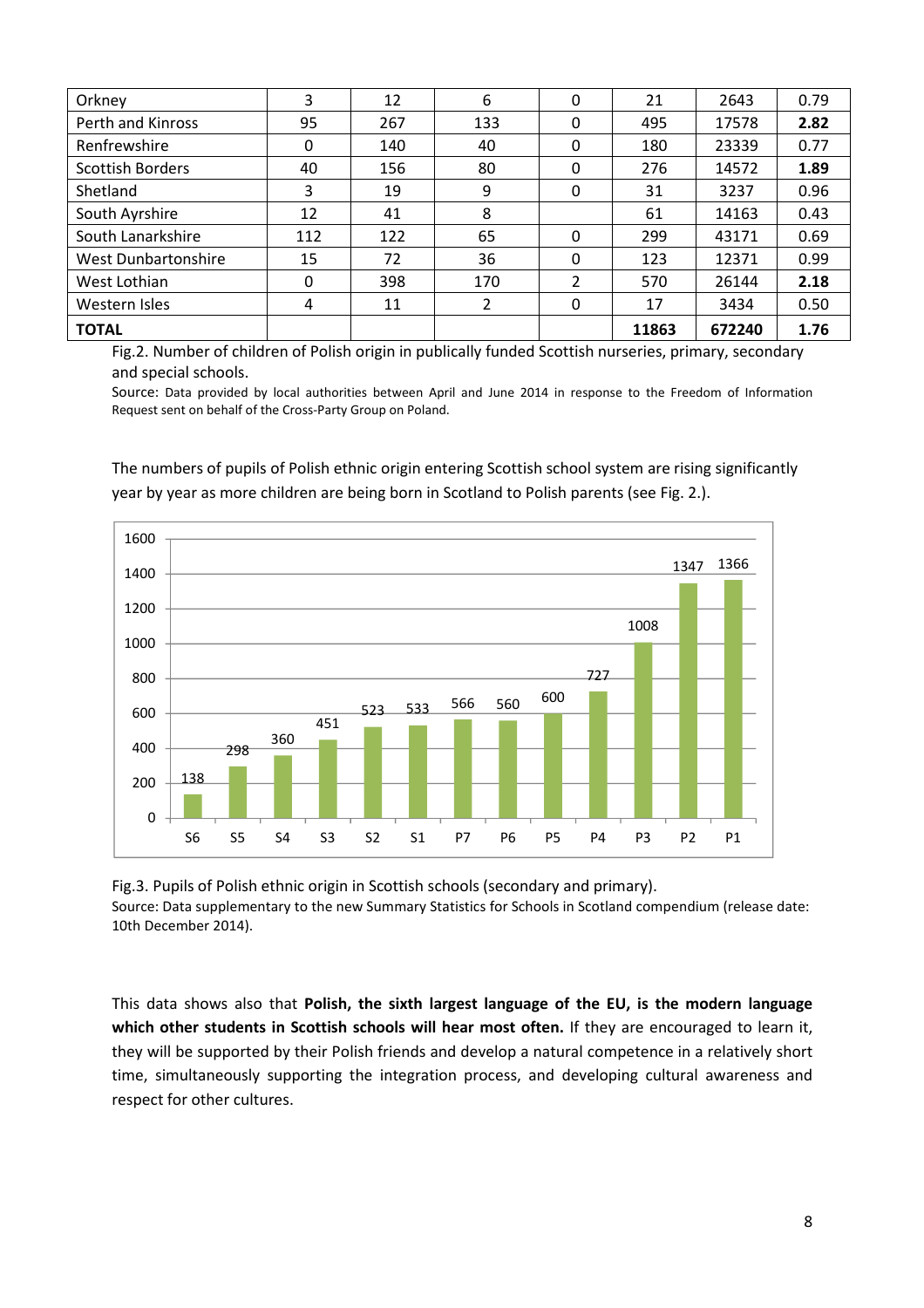| | | | | | | | |
|---|---|---|---|---|---|---|---|
| Orkney | 3 | 12 | 6 | 0 | 21 | 2643 | 0.79 |
| Perth and Kinross | 95 | 267 | 133 | 0 | 495 | 17578 | **2.82** |
| Renfrewshire | 0 | 140 | 40 | 0 | 180 | 23339 | 0.77 |
| Scottish Borders | 40 | 156 | 80 | 0 | 276 | 14572 | **1.89** |
| Shetland | 3 | 19 | 9 | 0 | 31 | 3237 | 0.96 |
| South Ayrshire | 12 | 41 | 8 | | 61 | 14163 | 0.43 |
| South Lanarkshire | 112 | 122 | 65 | 0 | 299 | 43171 | 0.69 |
| West Dunbartonshire | 15 | 72 | 36 | 0 | 123 | 12371 | 0.99 |
| West Lothian | 0 | 398 | 170 | 2 | 570 | 26144 | **2.18** |
| Western Isles | 4 | 11 | 2 | 0 | 17 | 3434 | 0.50 |
| **TOTAL** | | | | | **11863** | **672240** | **1.76** |

Fig.2. Number of children of Polish origin in publically funded Scottish nurseries, primary, secondary and special schools.

Source: Data provided by local authorities between April and June 2014 in response to the Freedom of Information Request sent on behalf of the Cross-Party Group on Poland.

The numbers of pupils of Polish ethnic origin entering Scottish school system are rising significantly year by year as more children are being born in Scotland to Polish parents (see Fig. 2.).

| S6 | S5 | S4 | S3 | S2 | S1 | P7 | P6 | P5 | P4 | P3 | P2 | P1 |
|---|---|---|---|---|---|---|---|---|---|---|---|---|
| 138 | 298 | 360 | 451 | 523 | 533 | 566 | 560 | 600 | 727 | 1008 | 1347 | 1366 |

Fig.3. Pupils of Polish ethnic origin in Scottish schools (secondary and primary).

Source: Data supplementary to the new Summary Statistics for Schools in Scotland compendium (release date: 10th December 2014).

This data shows also that **Polish, the sixth largest language of the EU, is the modern language which other students in Scottish schools will hear most often.** If they are encouraged to learn it, they will be supported by their Polish friends and develop a natural competence in a relatively short time, simultaneously supporting the integration process, and developing cultural awareness and respect for other cultures.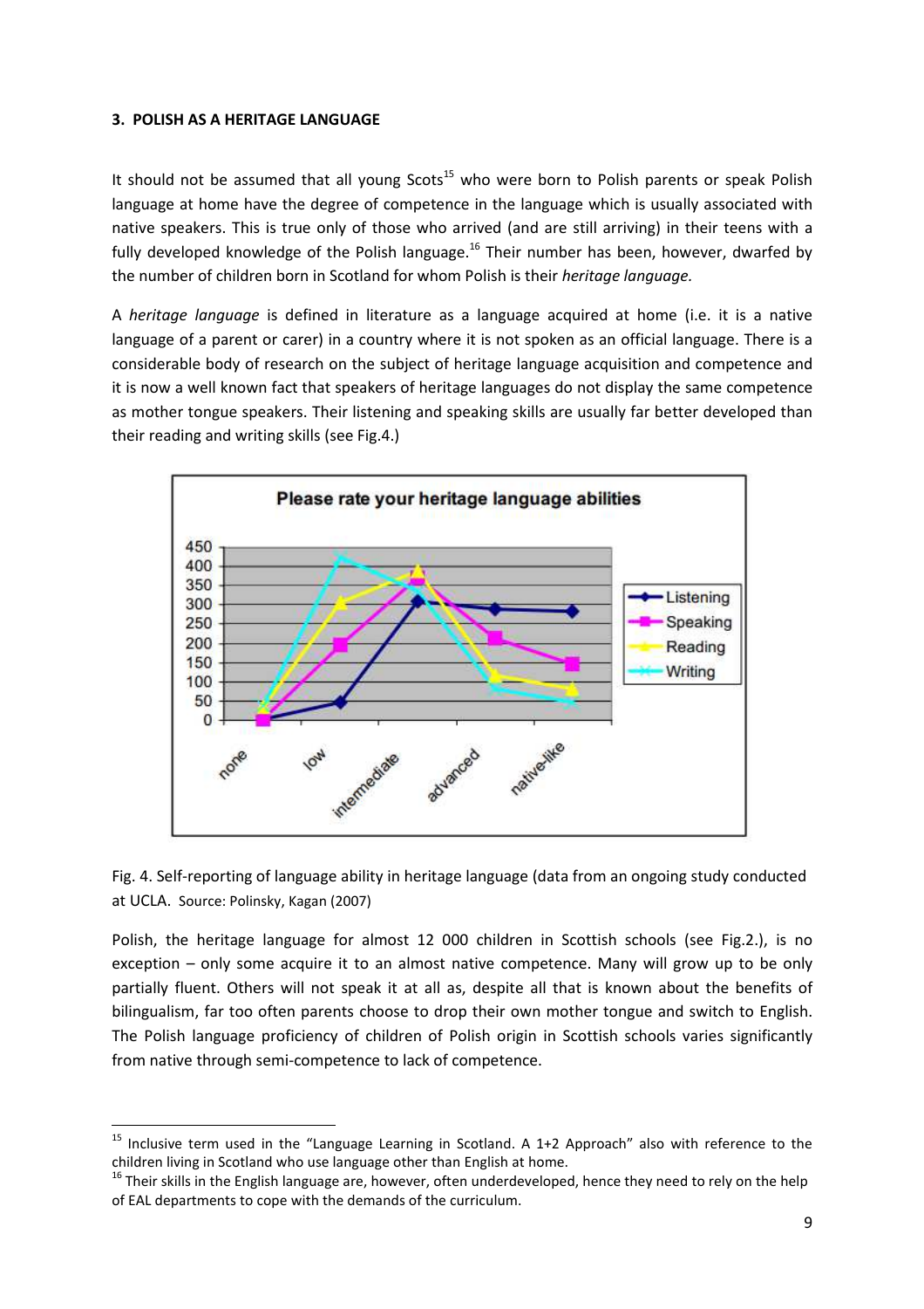### 3. POLISH AS A HERITAGE LANGUAGE

It should not be assumed that all young Scots[15] who were born to Polish parents or speak Polish language at home have the degree of competence in the language which is usually associated with native speakers. This is true only of those who arrived (and are still arriving) in their teens with a fully developed knowledge of the Polish language.[16] Their number has been, however, dwarfed by the number of children born in Scotland for whom Polish is their *heritage language.*

A *heritage language* is defined in literature as a language acquired at home (i.e. it is a native language of a parent or carer) in a country where it is not spoken as an official language. There is a considerable body of research on the subject of heritage language acquisition and competence and it is now a well known fact that speakers of heritage languages do not display the same competence as mother tongue speakers. Their listening and speaking skills are usually far better developed than their reading and writing skills (see Fig.4.)

Fig. 4. Self-reporting of language ability in heritage language (data from an ongoing study conducted at UCLA. Source: Polinsky, Kagan (2007)

Polish, the heritage language for almost 12 000 children in Scottish schools (see Fig.2.), is no exception – only some acquire it to an almost native competence. Many will grow up to be only partially fluent. Others will not speak it at all as, despite all that is known about the benefits of bilingualism, far too often parents choose to drop their own mother tongue and switch to English. The Polish language proficiency of children of Polish origin in Scottish schools varies significantly from native through semi-competence to lack of competence.

---

[15] Inclusive term used in the "Language Learning in Scotland. A 1+2 Approach" also with reference to the children living in Scotland who use language other than English at home.

[16] Their skills in the English language are, however, often underdeveloped, hence they need to rely on the help of EAL departments to cope with the demands of the curriculum.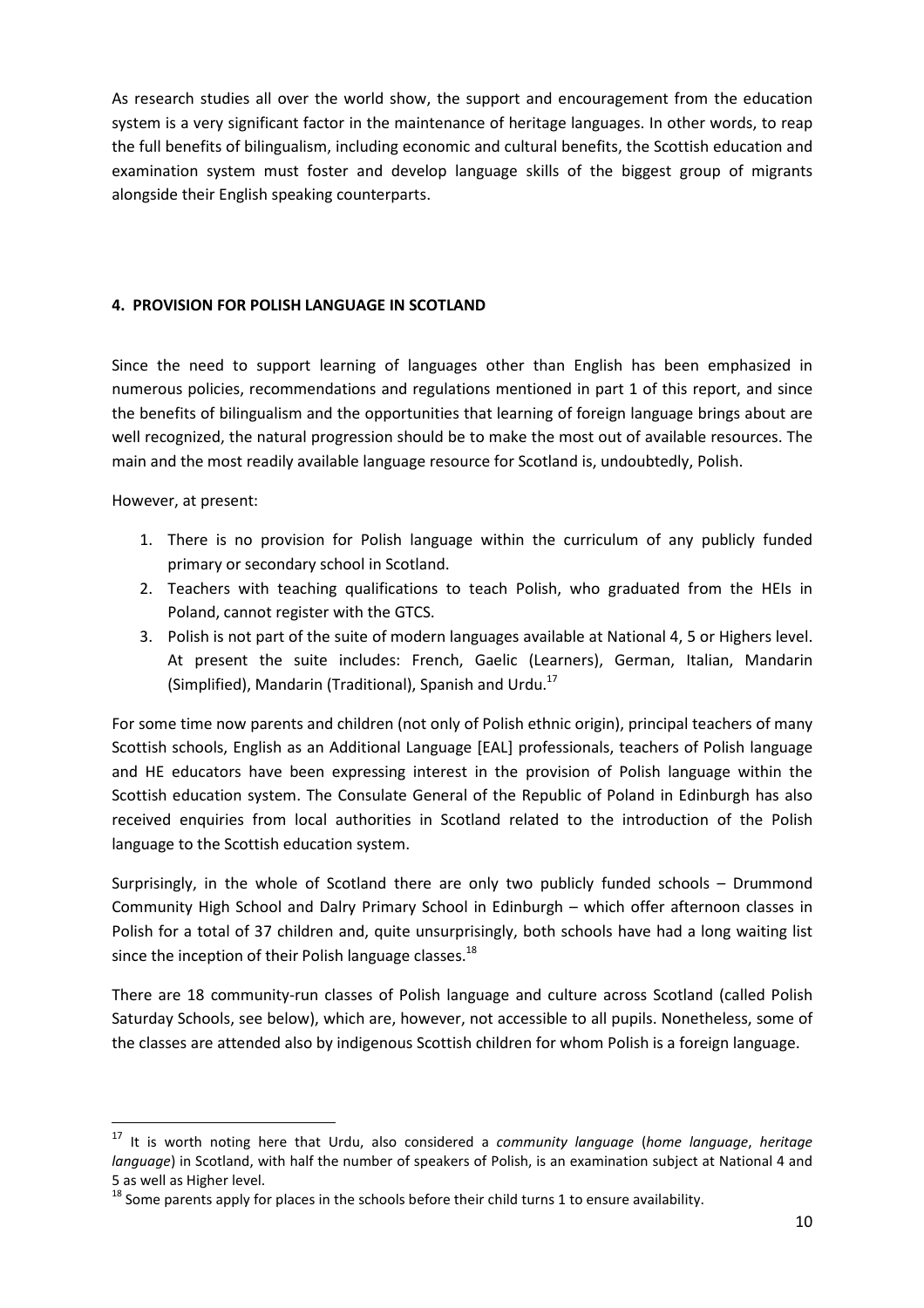As research studies all over the world show, the support and encouragement from the education system is a very significant factor in the maintenance of heritage languages. In other words, to reap the full benefits of bilingualism, including economic and cultural benefits, the Scottish education and examination system must foster and develop language skills of the biggest group of migrants alongside their English speaking counterparts.

## 4. PROVISION FOR POLISH LANGUAGE IN SCOTLAND

Since the need to support learning of languages other than English has been emphasized in numerous policies, recommendations and regulations mentioned in part 1 of this report, and since the benefits of bilingualism and the opportunities that learning of foreign language brings about are well recognized, the natural progression should be to make the most out of available resources. The main and the most readily available language resource for Scotland is, undoubtedly, Polish.

However, at present:

1. There is no provision for Polish language within the curriculum of any publicly funded primary or secondary school in Scotland.
2. Teachers with teaching qualifications to teach Polish, who graduated from the HEIs in Poland, cannot register with the GTCS.
3. Polish is not part of the suite of modern languages available at National 4, 5 or Highers level. At present the suite includes: French, Gaelic (Learners), German, Italian, Mandarin (Simplified), Mandarin (Traditional), Spanish and Urdu.[17]

For some time now parents and children (not only of Polish ethnic origin), principal teachers of many Scottish schools, English as an Additional Language [EAL] professionals, teachers of Polish language and HE educators have been expressing interest in the provision of Polish language within the Scottish education system. The Consulate General of the Republic of Poland in Edinburgh has also received enquiries from local authorities in Scotland related to the introduction of the Polish language to the Scottish education system.

Surprisingly, in the whole of Scotland there are only two publicly funded schools – Drummond Community High School and Dalry Primary School in Edinburgh – which offer afternoon classes in Polish for a total of 37 children and, quite unsurprisingly, both schools have had a long waiting list since the inception of their Polish language classes.[18]

There are 18 community-run classes of Polish language and culture across Scotland (called Polish Saturday Schools, see below), which are, however, not accessible to all pupils. Nonetheless, some of the classes are attended also by indigenous Scottish children for whom Polish is a foreign language.

---

[17] It is worth noting here that Urdu, also considered a *community language* (*home language*, *heritage language*) in Scotland, with half the number of speakers of Polish, is an examination subject at National 4 and 5 as well as Higher level.

[18] Some parents apply for places in the schools before their child turns 1 to ensure availability.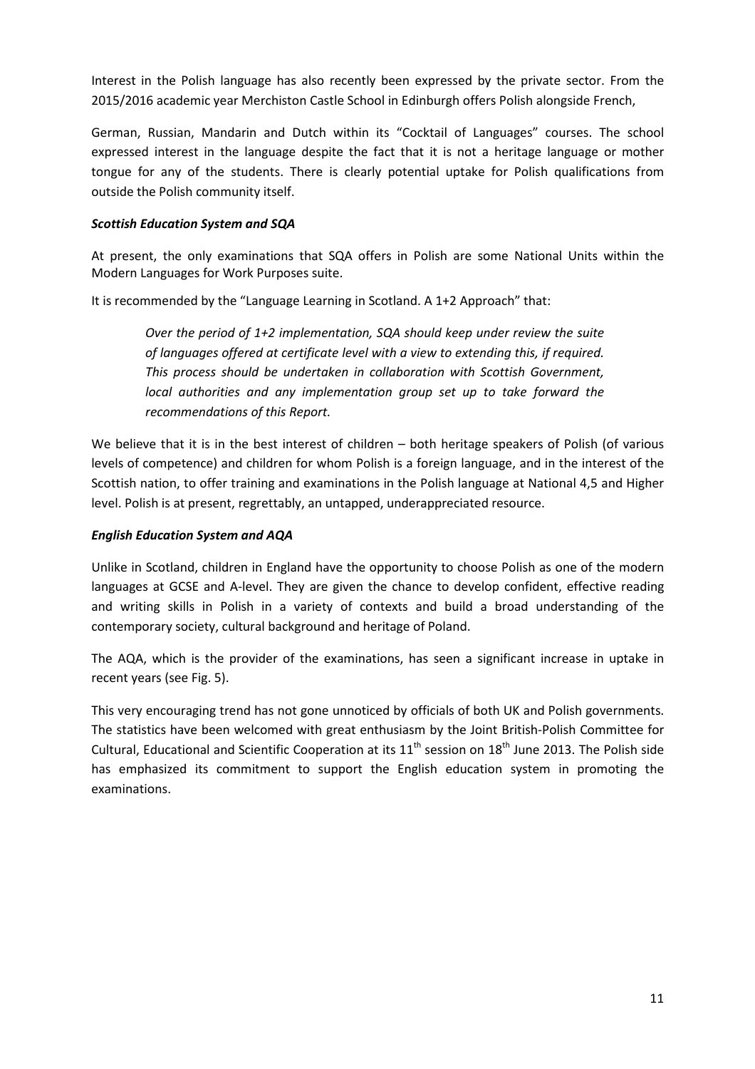Interest in the Polish language has also recently been expressed by the private sector. From the 2015/2016 academic year Merchiston Castle School in Edinburgh offers Polish alongside French,

German, Russian, Mandarin and Dutch within its "Cocktail of Languages" courses. The school expressed interest in the language despite the fact that it is not a heritage language or mother tongue for any of the students. There is clearly potential uptake for Polish qualifications from outside the Polish community itself.

### *Scottish Education System and SQA*

At present, the only examinations that SQA offers in Polish are some National Units within the Modern Languages for Work Purposes suite.

It is recommended by the "Language Learning in Scotland. A 1+2 Approach" that:

> *Over the period of 1+2 implementation, SQA should keep under review the suite of languages offered at certificate level with a view to extending this, if required. This process should be undertaken in collaboration with Scottish Government, local authorities and any implementation group set up to take forward the recommendations of this Report.*

We believe that it is in the best interest of children – both heritage speakers of Polish (of various levels of competence) and children for whom Polish is a foreign language, and in the interest of the Scottish nation, to offer training and examinations in the Polish language at National 4,5 and Higher level. Polish is at present, regrettably, an untapped, underappreciated resource.

### *English Education System and AQA*

Unlike in Scotland, children in England have the opportunity to choose Polish as one of the modern languages at GCSE and A-level. They are given the chance to develop confident, effective reading and writing skills in Polish in a variety of contexts and build a broad understanding of the contemporary society, cultural background and heritage of Poland.

The AQA, which is the provider of the examinations, has seen a significant increase in uptake in recent years (see Fig. 5).

This very encouraging trend has not gone unnoticed by officials of both UK and Polish governments. The statistics have been welcomed with great enthusiasm by the Joint British-Polish Committee for Cultural, Educational and Scientific Cooperation at its 11th session on 18th June 2013. The Polish side has emphasized its commitment to support the English education system in promoting the examinations.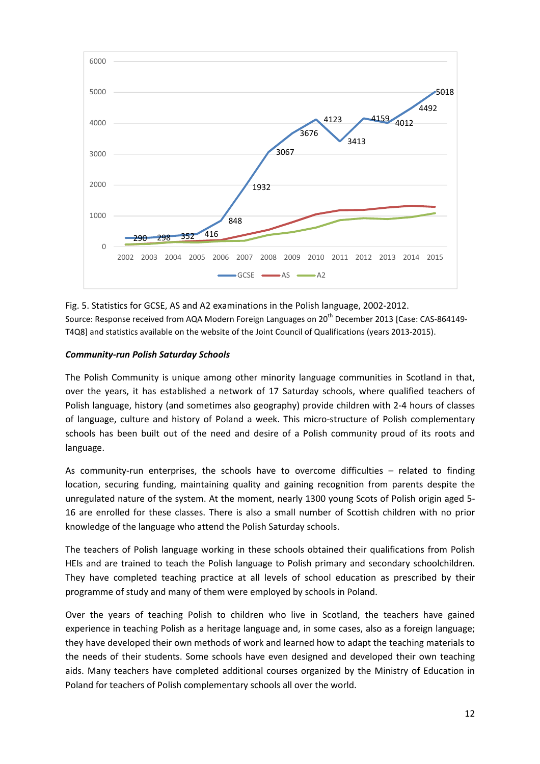Fig. 5. Statistics for GCSE, AS and A2 examinations in the Polish language, 2002-2012.
Source: Response received from AQA Modern Foreign Languages on 20th December 2013 [Case: CAS-864149-T4Q8] and statistics available on the website of the Joint Council of Qualifications (years 2013-2015).

***Community-run Polish Saturday Schools***

The Polish Community is unique among other minority language communities in Scotland in that, over the years, it has established a network of 17 Saturday schools, where qualified teachers of Polish language, history (and sometimes also geography) provide children with 2-4 hours of classes of language, culture and history of Poland a week. This micro-structure of Polish complementary schools has been built out of the need and desire of a Polish community proud of its roots and language.

As community-run enterprises, the schools have to overcome difficulties – related to finding location, securing funding, maintaining quality and gaining recognition from parents despite the unregulated nature of the system. At the moment, nearly 1300 young Scots of Polish origin aged 5-16 are enrolled for these classes. There is also a small number of Scottish children with no prior knowledge of the language who attend the Polish Saturday schools.

The teachers of Polish language working in these schools obtained their qualifications from Polish HEIs and are trained to teach the Polish language to Polish primary and secondary schoolchildren. They have completed teaching practice at all levels of school education as prescribed by their programme of study and many of them were employed by schools in Poland.

Over the years of teaching Polish to children who live in Scotland, the teachers have gained experience in teaching Polish as a heritage language and, in some cases, also as a foreign language; they have developed their own methods of work and learned how to adapt the teaching materials to the needs of their students. Some schools have even designed and developed their own teaching aids. Many teachers have completed additional courses organized by the Ministry of Education in Poland for teachers of Polish complementary schools all over the world.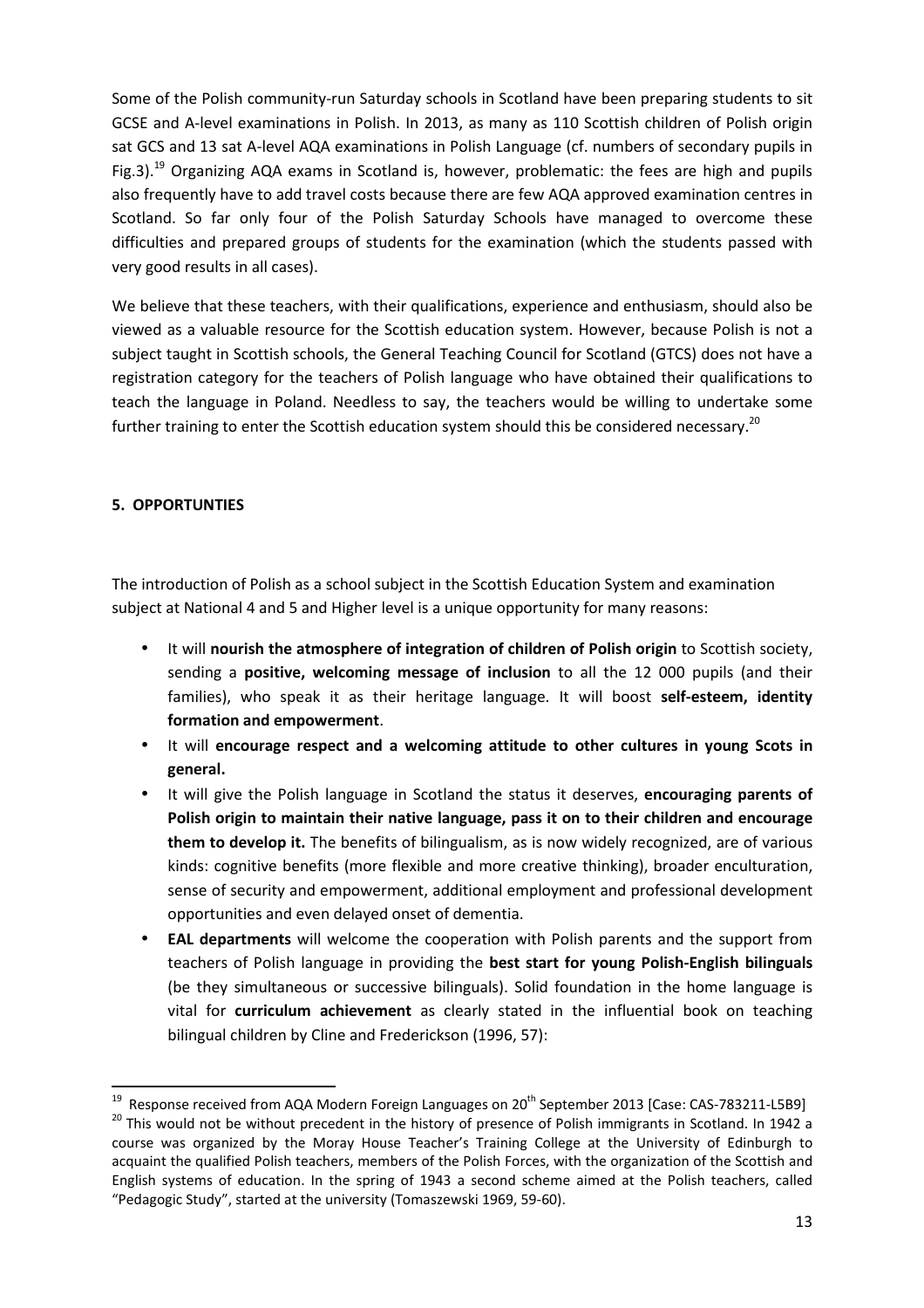Some of the Polish community-run Saturday schools in Scotland have been preparing students to sit GCSE and A-level examinations in Polish. In 2013, as many as 110 Scottish children of Polish origin sat GCS and 13 sat A-level AQA examinations in Polish Language (cf. numbers of secondary pupils in Fig.3).[19] Organizing AQA exams in Scotland is, however, problematic: the fees are high and pupils also frequently have to add travel costs because there are few AQA approved examination centres in Scotland. So far only four of the Polish Saturday Schools have managed to overcome these difficulties and prepared groups of students for the examination (which the students passed with very good results in all cases).

We believe that these teachers, with their qualifications, experience and enthusiasm, should also be viewed as a valuable resource for the Scottish education system. However, because Polish is not a subject taught in Scottish schools, the General Teaching Council for Scotland (GTCS) does not have a registration category for the teachers of Polish language who have obtained their qualifications to teach the language in Poland. Needless to say, the teachers would be willing to undertake some further training to enter the Scottish education system should this be considered necessary.[20]

## 5. OPPORTUNTIES

The introduction of Polish as a school subject in the Scottish Education System and examination subject at National 4 and 5 and Higher level is a unique opportunity for many reasons:

- It will **nourish the atmosphere of integration of children of Polish origin** to Scottish society, sending a **positive, welcoming message of inclusion** to all the 12 000 pupils (and their families), who speak it as their heritage language. It will boost **self-esteem, identity formation and empowerment**.
- It will **encourage respect and a welcoming attitude to other cultures in young Scots in general.**
- It will give the Polish language in Scotland the status it deserves, **encouraging parents of Polish origin to maintain their native language, pass it on to their children and encourage them to develop it.** The benefits of bilingualism, as is now widely recognized, are of various kinds: cognitive benefits (more flexible and more creative thinking), broader enculturation, sense of security and empowerment, additional employment and professional development opportunities and even delayed onset of dementia.
- **EAL departments** will welcome the cooperation with Polish parents and the support from teachers of Polish language in providing the **best start for young Polish-English bilinguals** (be they simultaneous or successive bilinguals). Solid foundation in the home language is vital for **curriculum achievement** as clearly stated in the influential book on teaching bilingual children by Cline and Frederickson (1996, 57):

---

[19] Response received from AQA Modern Foreign Languages on 20th September 2013 [Case: CAS-783211-L5B9]

[20] This would not be without precedent in the history of presence of Polish immigrants in Scotland. In 1942 a course was organized by the Moray House Teacher's Training College at the University of Edinburgh to acquaint the qualified Polish teachers, members of the Polish Forces, with the organization of the Scottish and English systems of education. In the spring of 1943 a second scheme aimed at the Polish teachers, called "Pedagogic Study", started at the university (Tomaszewski 1969, 59-60).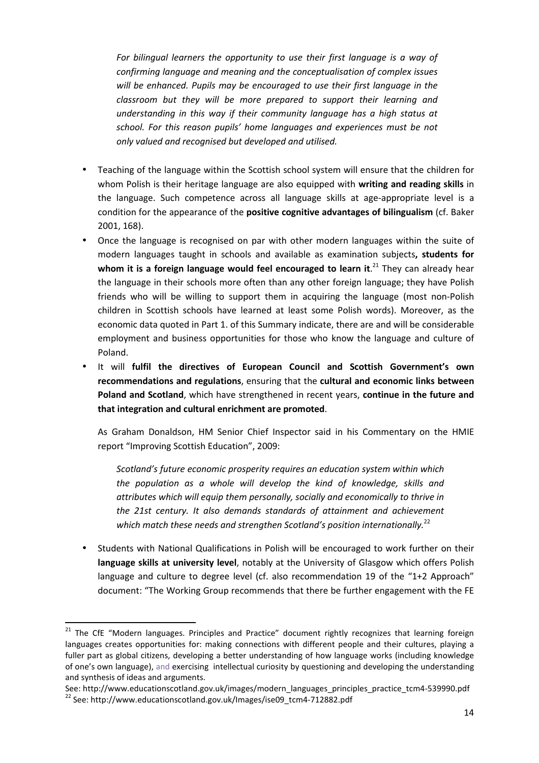*For bilingual learners the opportunity to use their first language is a way of confirming language and meaning and the conceptualisation of complex issues will be enhanced. Pupils may be encouraged to use their first language in the classroom but they will be more prepared to support their learning and understanding in this way if their community language has a high status at school. For this reason pupils' home languages and experiences must be not only valued and recognised but developed and utilised.*

- Teaching of the language within the Scottish school system will ensure that the children for whom Polish is their heritage language are also equipped with **writing and reading skills** in the language. Such competence across all language skills at age-appropriate level is a condition for the appearance of the **positive cognitive advantages of bilingualism** (cf. Baker 2001, 168).
- Once the language is recognised on par with other modern languages within the suite of modern languages taught in schools and available as examination subjects**, students for whom it is a foreign language would feel encouraged to learn it**.[21] They can already hear the language in their schools more often than any other foreign language; they have Polish friends who will be willing to support them in acquiring the language (most non-Polish children in Scottish schools have learned at least some Polish words). Moreover, as the economic data quoted in Part 1. of this Summary indicate, there are and will be considerable employment and business opportunities for those who know the language and culture of Poland.
- It will **fulfil the directives of European Council and Scottish Government's own recommendations and regulations**, ensuring that the **cultural and economic links between Poland and Scotland**, which have strengthened in recent years, **continue in the future and that integration and cultural enrichment are promoted**.

  As Graham Donaldson, HM Senior Chief Inspector said in his Commentary on the HMIE report "Improving Scottish Education", 2009:

  *Scotland's future economic prosperity requires an education system within which the population as a whole will develop the kind of knowledge, skills and attributes which will equip them personally, socially and economically to thrive in the 21st century. It also demands standards of attainment and achievement which match these needs and strengthen Scotland's position internationally.*[22]

- Students with National Qualifications in Polish will be encouraged to work further on their **language skills at university level**, notably at the University of Glasgow which offers Polish language and culture to degree level (cf. also recommendation 19 of the "1+2 Approach" document: "The Working Group recommends that there be further engagement with the FE

---

[21] The CfE "Modern languages. Principles and Practice" document rightly recognizes that learning foreign languages creates opportunities for: making connections with different people and their cultures, playing a fuller part as global citizens, developing a better understanding of how language works (including knowledge of one's own language), and exercising intellectual curiosity by questioning and developing the understanding and synthesis of ideas and arguments.

See: http://www.educationscotland.gov.uk/images/modern_languages_principles_practice_tcm4-539990.pdf

[22] See: http://www.educationscotland.gov.uk/Images/ise09_tcm4-712882.pdf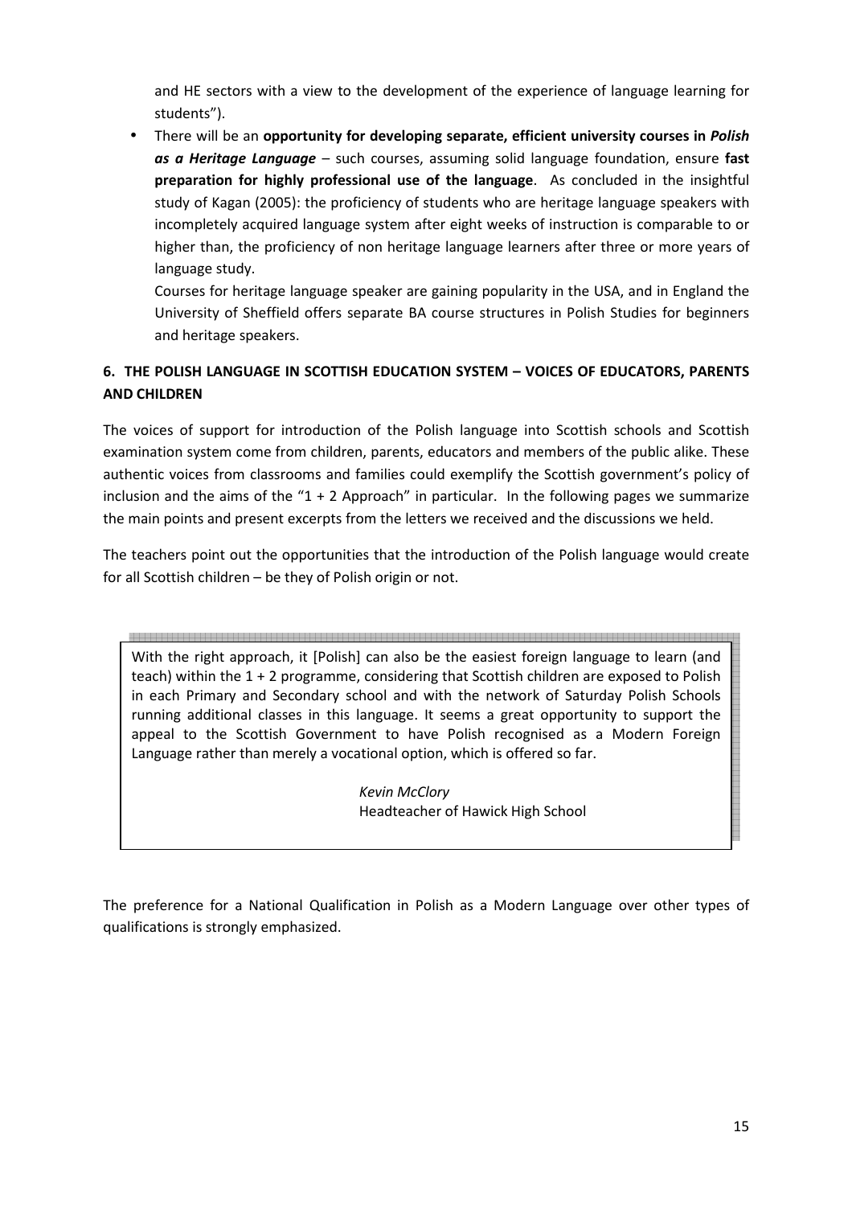and HE sectors with a view to the development of the experience of language learning for students").

- There will be an **opportunity for developing separate, efficient university courses in *Polish as a Heritage Language*** – such courses, assuming solid language foundation, ensure **fast preparation for highly professional use of the language**. As concluded in the insightful study of Kagan (2005): the proficiency of students who are heritage language speakers with incompletely acquired language system after eight weeks of instruction is comparable to or higher than, the proficiency of non heritage language learners after three or more years of language study.

  Courses for heritage language speaker are gaining popularity in the USA, and in England the University of Sheffield offers separate BA course structures in Polish Studies for beginners and heritage speakers.

## 6. THE POLISH LANGUAGE IN SCOTTISH EDUCATION SYSTEM – VOICES OF EDUCATORS, PARENTS AND CHILDREN

The voices of support for introduction of the Polish language into Scottish schools and Scottish examination system come from children, parents, educators and members of the public alike. These authentic voices from classrooms and families could exemplify the Scottish government's policy of inclusion and the aims of the "1 + 2 Approach" in particular. In the following pages we summarize the main points and present excerpts from the letters we received and the discussions we held.

The teachers point out the opportunities that the introduction of the Polish language would create for all Scottish children – be they of Polish origin or not.

> With the right approach, it [Polish] can also be the easiest foreign language to learn (and teach) within the 1 + 2 programme, considering that Scottish children are exposed to Polish in each Primary and Secondary school and with the network of Saturday Polish Schools running additional classes in this language. It seems a great opportunity to support the appeal to the Scottish Government to have Polish recognised as a Modern Foreign Language rather than merely a vocational option, which is offered so far.
>
> *Kevin McClory*
> Headteacher of Hawick High School

The preference for a National Qualification in Polish as a Modern Language over other types of qualifications is strongly emphasized.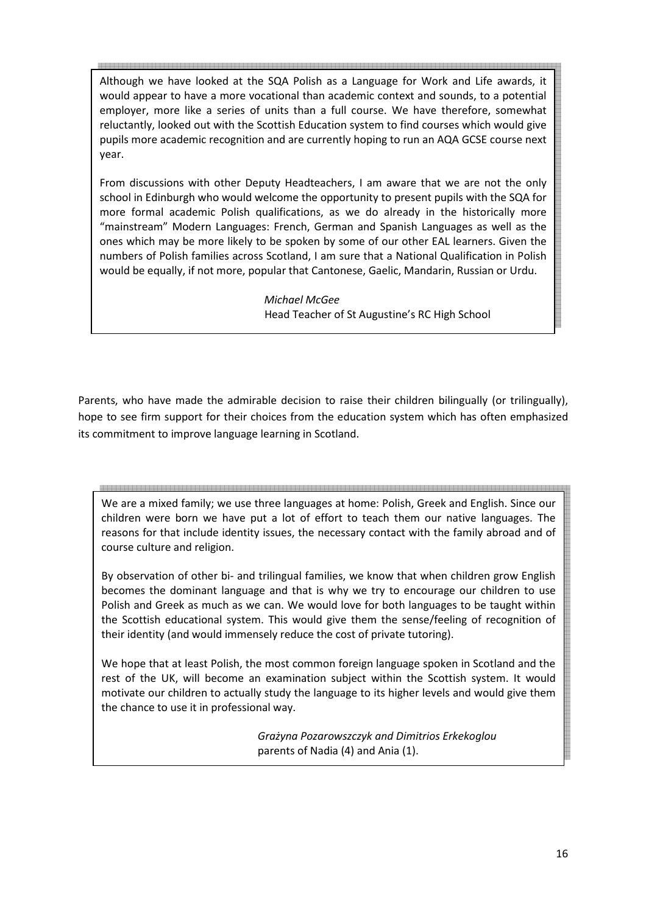Although we have looked at the SQA Polish as a Language for Work and Life awards, it would appear to have a more vocational than academic context and sounds, to a potential employer, more like a series of units than a full course. We have therefore, somewhat reluctantly, looked out with the Scottish Education system to find courses which would give pupils more academic recognition and are currently hoping to run an AQA GCSE course next year.

From discussions with other Deputy Headteachers, I am aware that we are not the only school in Edinburgh who would welcome the opportunity to present pupils with the SQA for more formal academic Polish qualifications, as we do already in the historically more "mainstream" Modern Languages: French, German and Spanish Languages as well as the ones which may be more likely to be spoken by some of our other EAL learners. Given the numbers of Polish families across Scotland, I am sure that a National Qualification in Polish would be equally, if not more, popular that Cantonese, Gaelic, Mandarin, Russian or Urdu.

*Michael McGee*
Head Teacher of St Augustine's RC High School

Parents, who have made the admirable decision to raise their children bilingually (or trilingually), hope to see firm support for their choices from the education system which has often emphasized its commitment to improve language learning in Scotland.

We are a mixed family; we use three languages at home: Polish, Greek and English. Since our children were born we have put a lot of effort to teach them our native languages. The reasons for that include identity issues, the necessary contact with the family abroad and of course culture and religion.

By observation of other bi- and trilingual families, we know that when children grow English becomes the dominant language and that is why we try to encourage our children to use Polish and Greek as much as we can. We would love for both languages to be taught within the Scottish educational system. This would give them the sense/feeling of recognition of their identity (and would immensely reduce the cost of private tutoring).

We hope that at least Polish, the most common foreign language spoken in Scotland and the rest of the UK, will become an examination subject within the Scottish system. It would motivate our children to actually study the language to its higher levels and would give them the chance to use it in professional way.

*Grażyna Pozarowszczyk and Dimitrios Erkekoglou*
parents of Nadia (4) and Ania (1).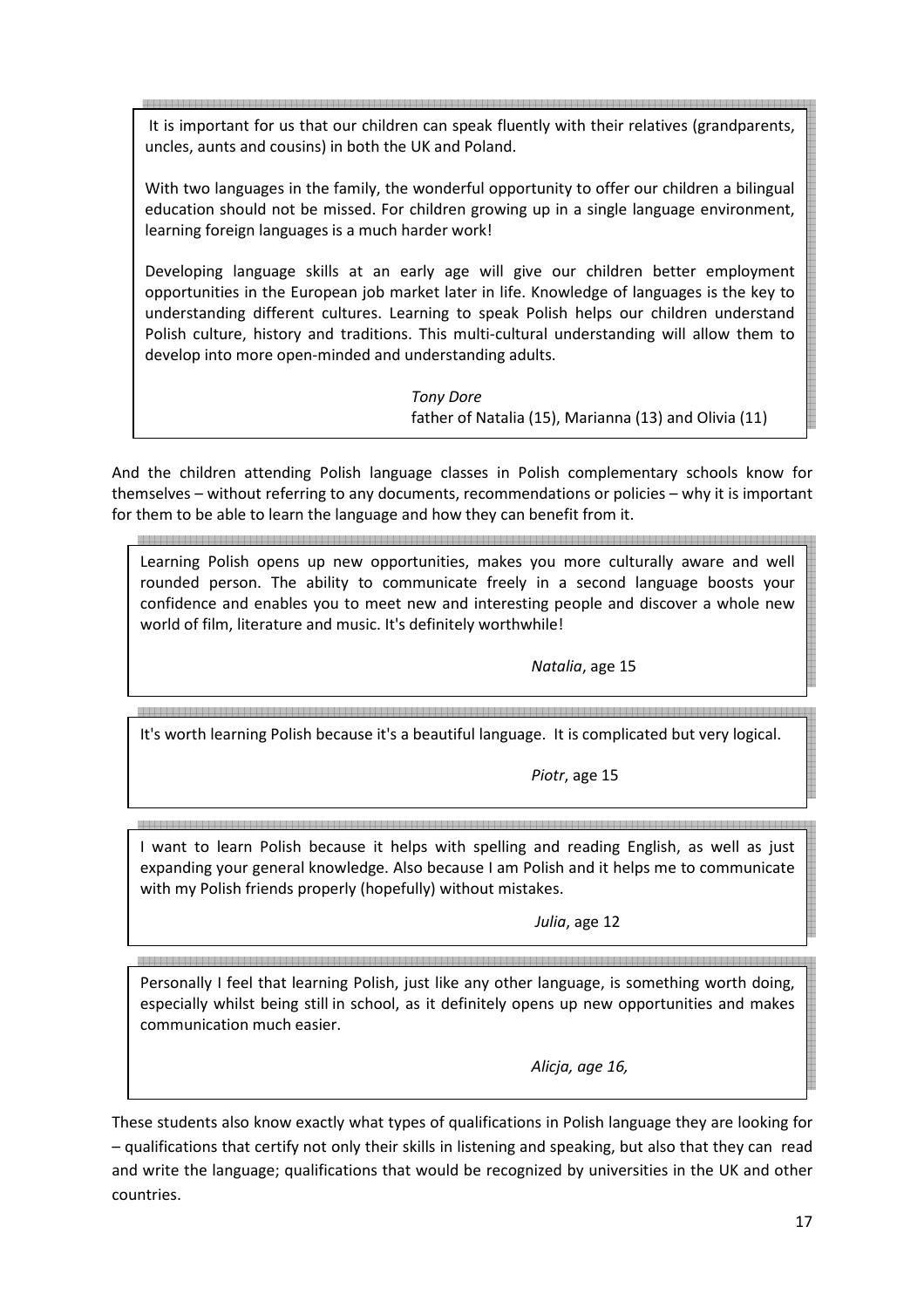> It is important for us that our children can speak fluently with their relatives (grandparents, uncles, aunts and cousins) in both the UK and Poland.
>
> With two languages in the family, the wonderful opportunity to offer our children a bilingual education should not be missed. For children growing up in a single language environment, learning foreign languages is a much harder work!
>
> Developing language skills at an early age will give our children better employment opportunities in the European job market later in life. Knowledge of languages is the key to understanding different cultures. Learning to speak Polish helps our children understand Polish culture, history and traditions. This multi-cultural understanding will allow them to develop into more open-minded and understanding adults.
>
> *Tony Dore*
> father of Natalia (15), Marianna (13) and Olivia (11)

And the children attending Polish language classes in Polish complementary schools know for themselves – without referring to any documents, recommendations or policies – why it is important for them to be able to learn the language and how they can benefit from it.

> Learning Polish opens up new opportunities, makes you more culturally aware and well rounded person. The ability to communicate freely in a second language boosts your confidence and enables you to meet new and interesting people and discover a whole new world of film, literature and music. It's definitely worthwhile!
>
> *Natalia*, age 15

> It's worth learning Polish because it's a beautiful language. It is complicated but very logical.
>
> *Piotr*, age 15

> I want to learn Polish because it helps with spelling and reading English, as well as just expanding your general knowledge. Also because I am Polish and it helps me to communicate with my Polish friends properly (hopefully) without mistakes.
>
> *Julia*, age 12

> Personally I feel that learning Polish, just like any other language, is something worth doing, especially whilst being still in school, as it definitely opens up new opportunities and makes communication much easier.
>
> *Alicja, age 16,*

These students also know exactly what types of qualifications in Polish language they are looking for – qualifications that certify not only their skills in listening and speaking, but also that they can read and write the language; qualifications that would be recognized by universities in the UK and other countries.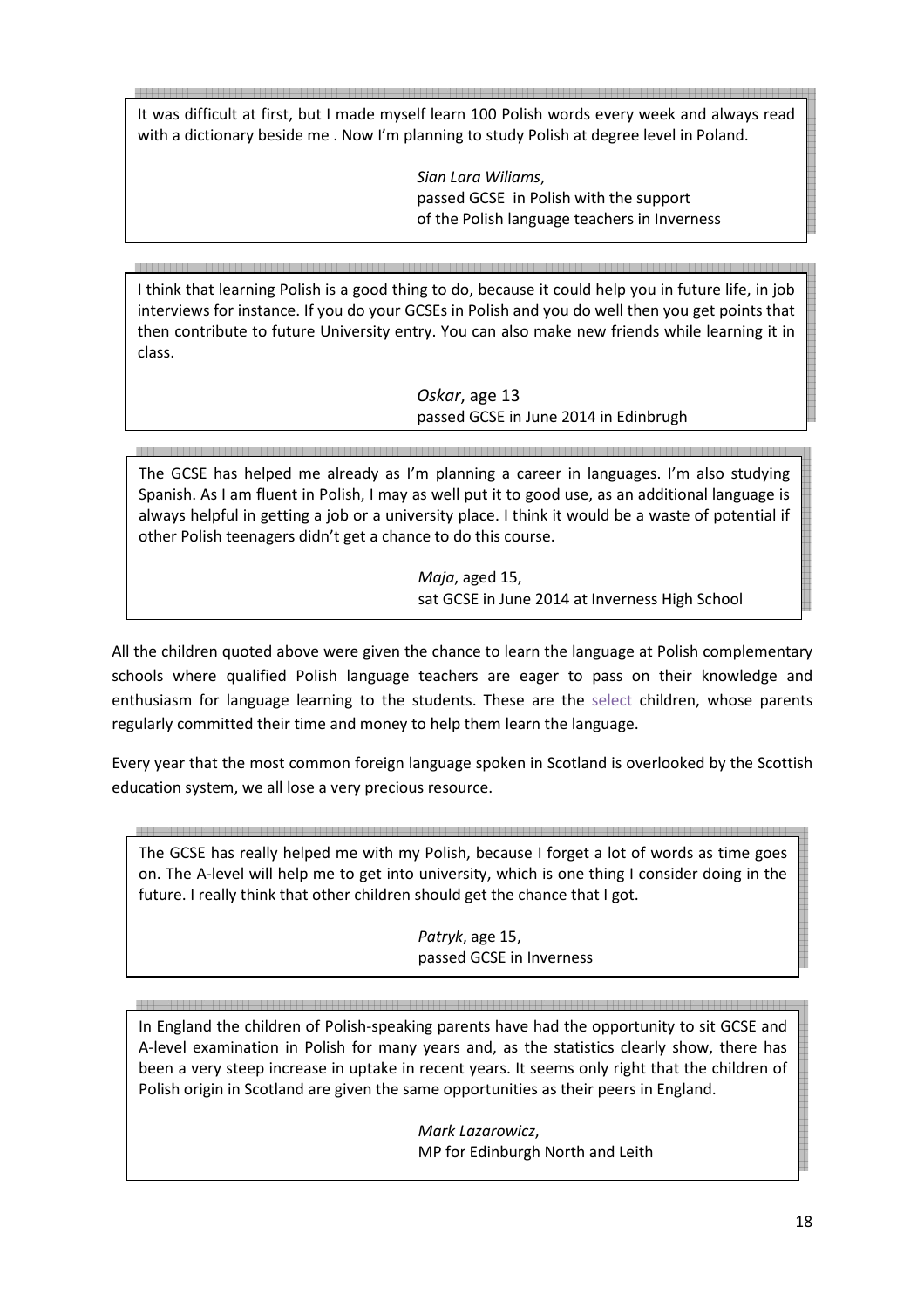It was difficult at first, but I made myself learn 100 Polish words every week and always read with a dictionary beside me . Now I'm planning to study Polish at degree level in Poland.

> *Sian Lara Wiliams*,
> passed GCSE in Polish with the support
> of the Polish language teachers in Inverness

I think that learning Polish is a good thing to do, because it could help you in future life, in job interviews for instance. If you do your GCSEs in Polish and you do well then you get points that then contribute to future University entry. You can also make new friends while learning it in class.

> *Oskar*, age 13
> passed GCSE in June 2014 in Edinbrugh

The GCSE has helped me already as I'm planning a career in languages. I'm also studying Spanish. As I am fluent in Polish, I may as well put it to good use, as an additional language is always helpful in getting a job or a university place. I think it would be a waste of potential if other Polish teenagers didn't get a chance to do this course.

> *Maja*, aged 15,
> sat GCSE in June 2014 at Inverness High School

All the children quoted above were given the chance to learn the language at Polish complementary schools where qualified Polish language teachers are eager to pass on their knowledge and enthusiasm for language learning to the students. These are the select children, whose parents regularly committed their time and money to help them learn the language.

Every year that the most common foreign language spoken in Scotland is overlooked by the Scottish education system, we all lose a very precious resource.

The GCSE has really helped me with my Polish, because I forget a lot of words as time goes on. The A-level will help me to get into university, which is one thing I consider doing in the future. I really think that other children should get the chance that I got.

> *Patryk*, age 15,
> passed GCSE in Inverness

In England the children of Polish-speaking parents have had the opportunity to sit GCSE and A-level examination in Polish for many years and, as the statistics clearly show, there has been a very steep increase in uptake in recent years. It seems only right that the children of Polish origin in Scotland are given the same opportunities as their peers in England.

> *Mark Lazarowicz*,
> MP for Edinburgh North and Leith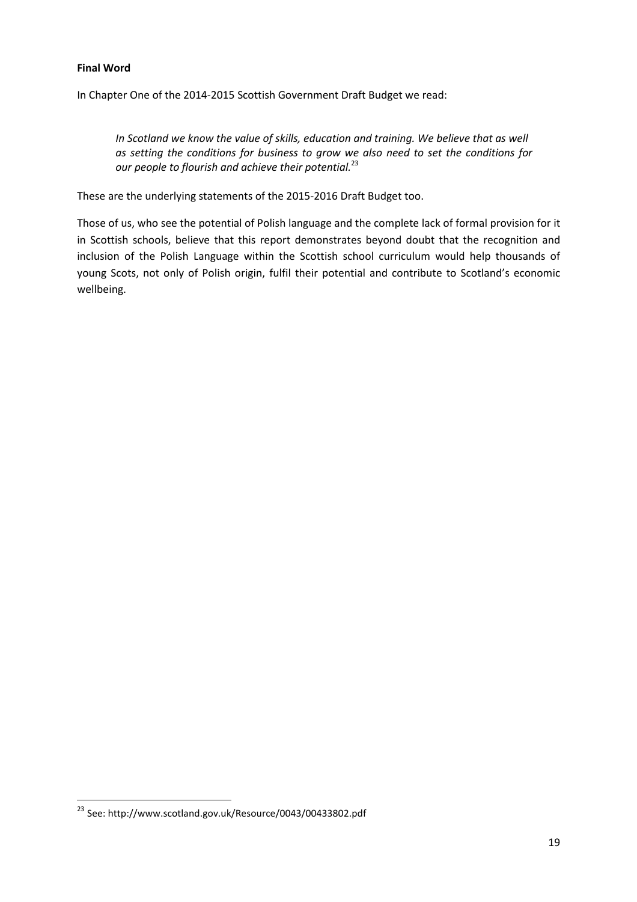**Final Word**

In Chapter One of the 2014-2015 Scottish Government Draft Budget we read:

> *In Scotland we know the value of skills, education and training. We believe that as well as setting the conditions for business to grow we also need to set the conditions for our people to flourish and achieve their potential.*[23]

These are the underlying statements of the 2015-2016 Draft Budget too.

Those of us, who see the potential of Polish language and the complete lack of formal provision for it in Scottish schools, believe that this report demonstrates beyond doubt that the recognition and inclusion of the Polish Language within the Scottish school curriculum would help thousands of young Scots, not only of Polish origin, fulfil their potential and contribute to Scotland's economic wellbeing.

---

[23] See: http://www.scotland.gov.uk/Resource/0043/00433802.pdf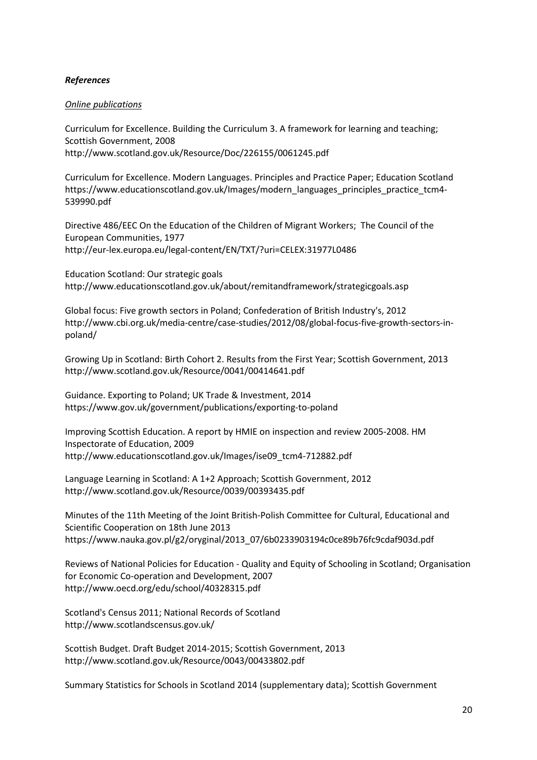***References***

*Online publications*

Curriculum for Excellence. Building the Curriculum 3. A framework for learning and teaching; Scottish Government, 2008
http://www.scotland.gov.uk/Resource/Doc/226155/0061245.pdf

Curriculum for Excellence. Modern Languages. Principles and Practice Paper; Education Scotland
https://www.educationscotland.gov.uk/Images/modern_languages_principles_practice_tcm4-539990.pdf

Directive 486/EEC On the Education of the Children of Migrant Workers; The Council of the European Communities, 1977
http://eur-lex.europa.eu/legal-content/EN/TXT/?uri=CELEX:31977L0486

Education Scotland: Our strategic goals
http://www.educationscotland.gov.uk/about/remitandframework/strategicgoals.asp

Global focus: Five growth sectors in Poland; Confederation of British Industry's, 2012
http://www.cbi.org.uk/media-centre/case-studies/2012/08/global-focus-five-growth-sectors-in-poland/

Growing Up in Scotland: Birth Cohort 2. Results from the First Year; Scottish Government, 2013
http://www.scotland.gov.uk/Resource/0041/00414641.pdf

Guidance. Exporting to Poland; UK Trade & Investment, 2014
https://www.gov.uk/government/publications/exporting-to-poland

Improving Scottish Education. A report by HMIE on inspection and review 2005-2008. HM Inspectorate of Education, 2009
http://www.educationscotland.gov.uk/Images/ise09_tcm4-712882.pdf

Language Learning in Scotland: A 1+2 Approach; Scottish Government, 2012
http://www.scotland.gov.uk/Resource/0039/00393435.pdf

Minutes of the 11th Meeting of the Joint British-Polish Committee for Cultural, Educational and Scientific Cooperation on 18th June 2013
https://www.nauka.gov.pl/g2/oryginal/2013_07/6b0233903194c0ce89b76fc9cdaf903d.pdf

Reviews of National Policies for Education - Quality and Equity of Schooling in Scotland; Organisation for Economic Co-operation and Development, 2007
http://www.oecd.org/edu/school/40328315.pdf

Scotland's Census 2011; National Records of Scotland
http://www.scotlandscensus.gov.uk/

Scottish Budget. Draft Budget 2014-2015; Scottish Government, 2013
http://www.scotland.gov.uk/Resource/0043/00433802.pdf

Summary Statistics for Schools in Scotland 2014 (supplementary data); Scottish Government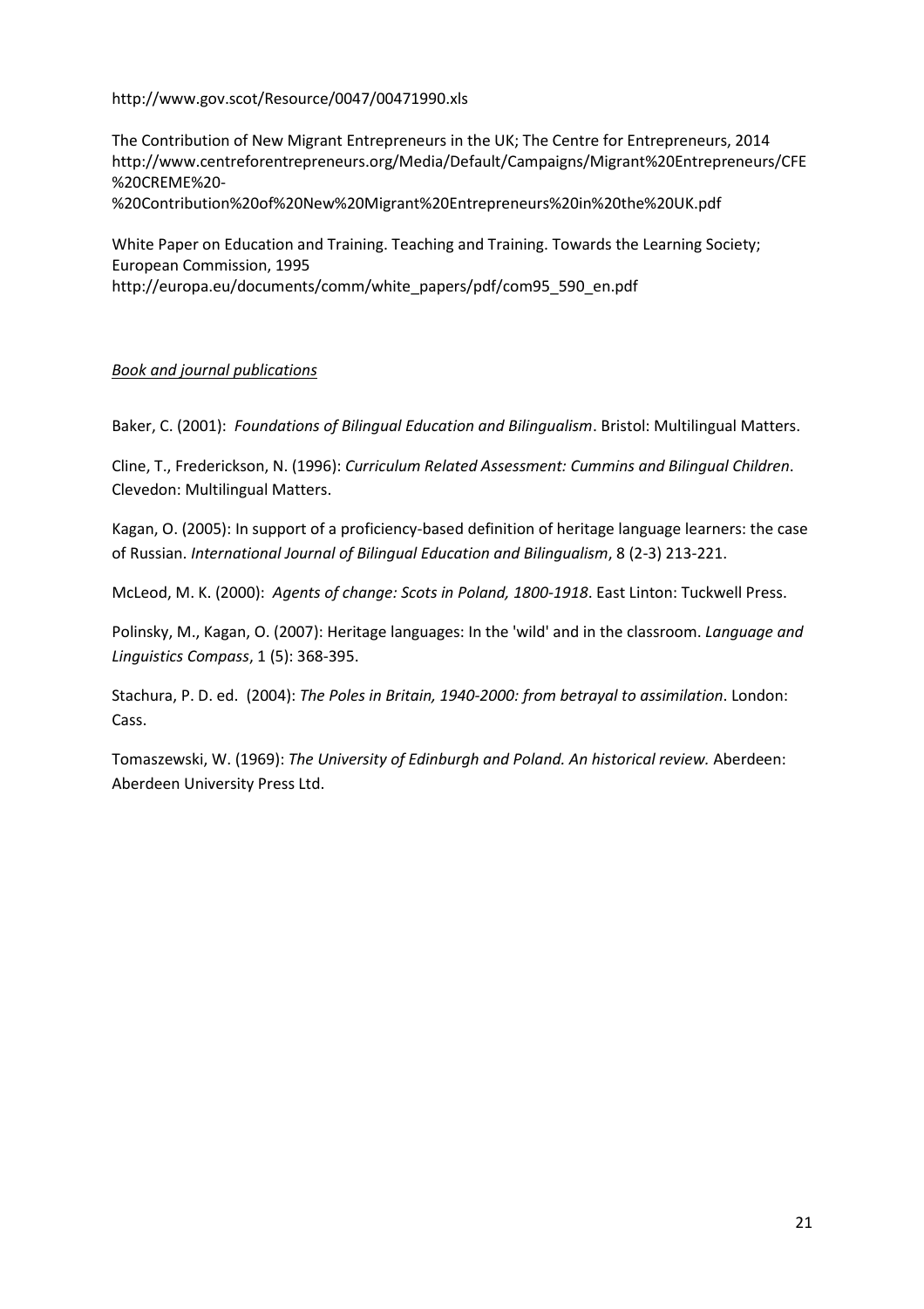http://www.gov.scot/Resource/0047/00471990.xls

The Contribution of New Migrant Entrepreneurs in the UK; The Centre for Entrepreneurs, 2014 http://www.centreforentrepreneurs.org/Media/Default/Campaigns/Migrant%20Entrepreneurs/CFE%20CREME%20-%20Contribution%20of%20New%20Migrant%20Entrepreneurs%20in%20the%20UK.pdf

White Paper on Education and Training. Teaching and Training. Towards the Learning Society; European Commission, 1995
http://europa.eu/documents/comm/white_papers/pdf/com95_590_en.pdf

*Book and journal publications*

Baker, C. (2001): *Foundations of Bilingual Education and Bilingualism*. Bristol: Multilingual Matters.

Cline, T., Frederickson, N. (1996): *Curriculum Related Assessment: Cummins and Bilingual Children*. Clevedon: Multilingual Matters.

Kagan, O. (2005): In support of a proficiency-based definition of heritage language learners: the case of Russian. *International Journal of Bilingual Education and Bilingualism*, 8 (2-3) 213-221.

McLeod, M. K. (2000): *Agents of change: Scots in Poland, 1800-1918*. East Linton: Tuckwell Press.

Polinsky, M., Kagan, O. (2007): Heritage languages: In the 'wild' and in the classroom. *Language and Linguistics Compass*, 1 (5): 368-395.

Stachura, P. D. ed. (2004): *The Poles in Britain, 1940-2000: from betrayal to assimilation*. London: Cass.

Tomaszewski, W. (1969): *The University of Edinburgh and Poland. An historical review.* Aberdeen: Aberdeen University Press Ltd.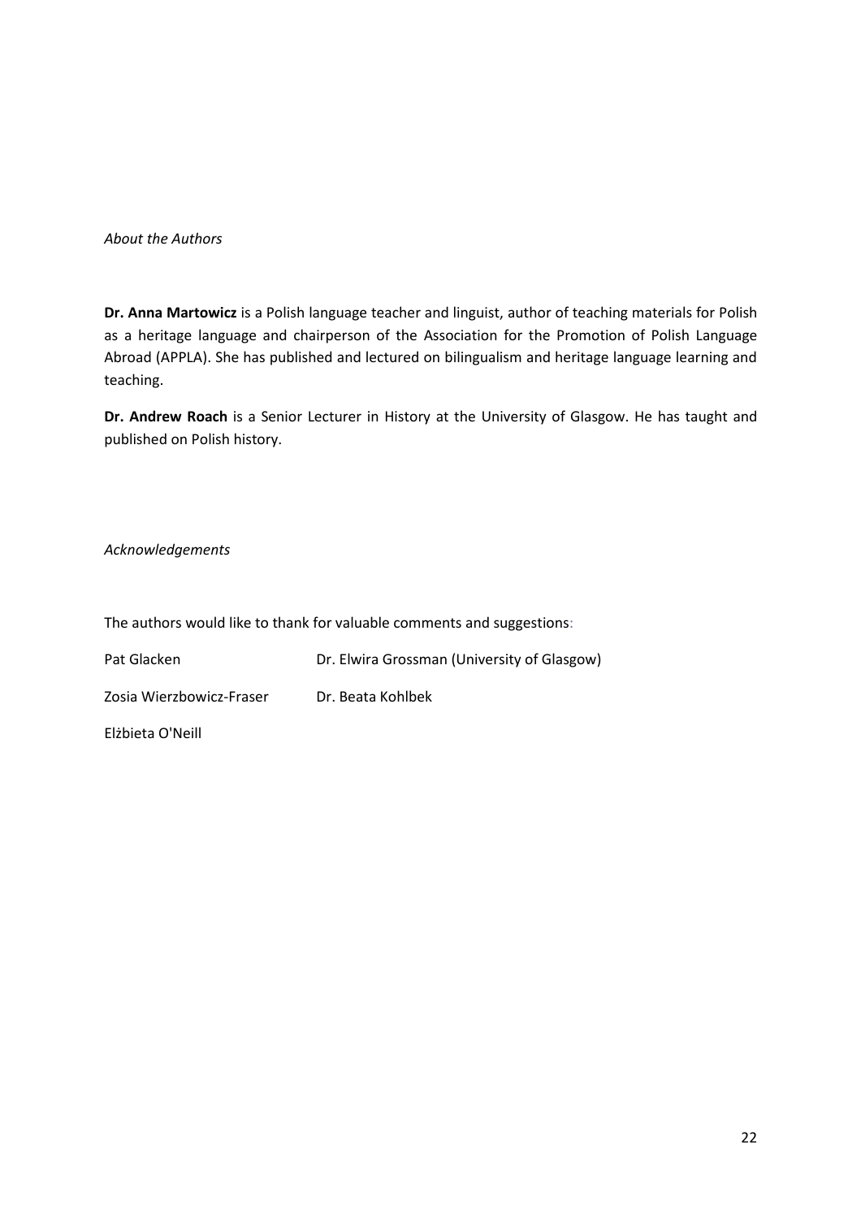*About the Authors*

**Dr. Anna Martowicz** is a Polish language teacher and linguist, author of teaching materials for Polish as a heritage language and chairperson of the Association for the Promotion of Polish Language Abroad (APPLA). She has published and lectured on bilingualism and heritage language learning and teaching.

**Dr. Andrew Roach** is a Senior Lecturer in History at the University of Glasgow. He has taught and published on Polish history.

*Acknowledgements*

The authors would like to thank for valuable comments and suggestions:

| | |
|---|---|
| Pat Glacken | Dr. Elwira Grossman (University of Glasgow) |
| Zosia Wierzbowicz-Fraser | Dr. Beata Kohlbek |
| Elżbieta O'Neill | |